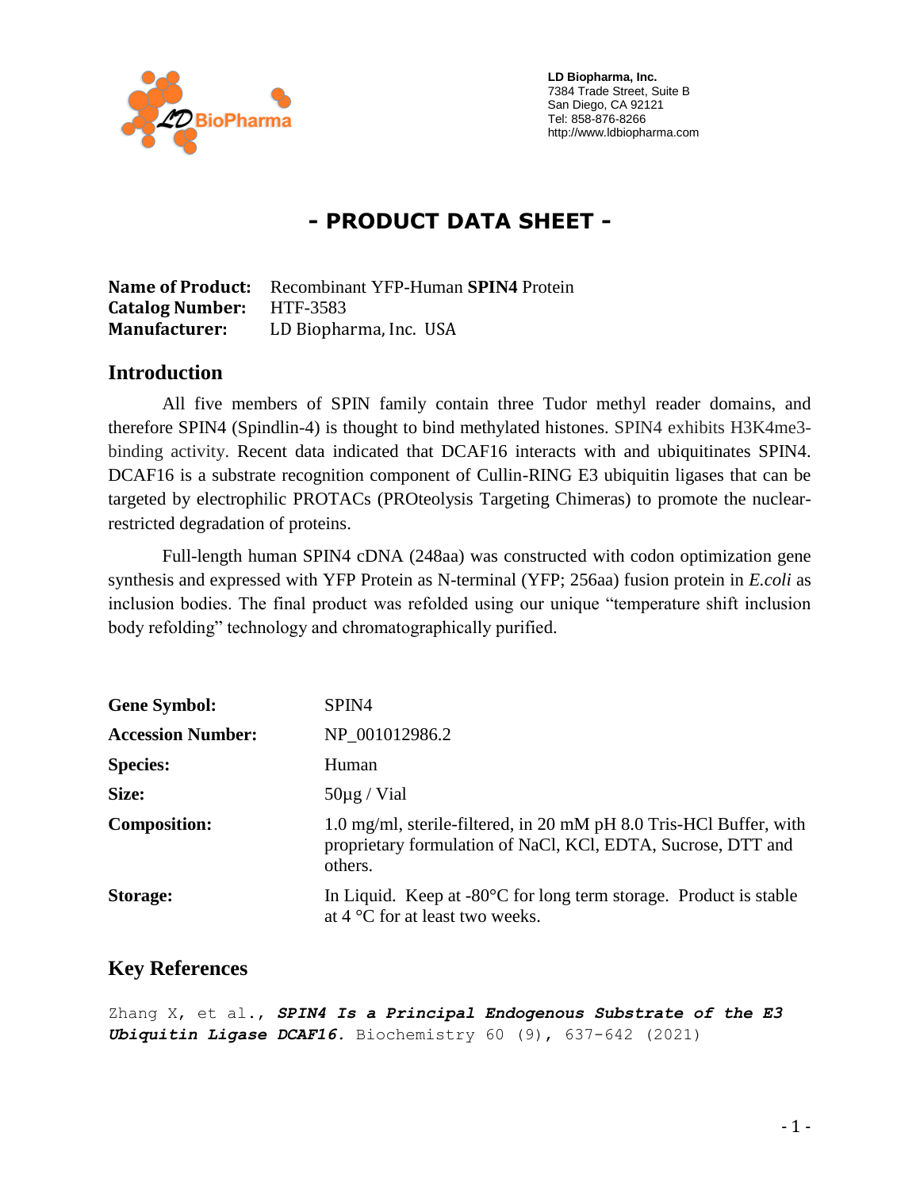**LD Biopharma, Inc.**
7384 Trade Street, Suite B
San Diego, CA 92121
Tel: 858-876-8266
http://www.ldbiopharma.com

# - PRODUCT DATA SHEET -

**Name of Product:** Recombinant YFP-Human **SPIN4** Protein
**Catalog Number:** HTF-3583
**Manufacturer:** LD Biopharma, Inc. USA

## Introduction

All five members of SPIN family contain three Tudor methyl reader domains, and therefore SPIN4 (Spindlin-4) is thought to bind methylated histones. SPIN4 exhibits H3K4me3-binding activity. Recent data indicated that DCAF16 interacts with and ubiquitinates SPIN4. DCAF16 is a substrate recognition component of Cullin-RING E3 ubiquitin ligases that can be targeted by electrophilic PROTACs (PROteolysis Targeting Chimeras) to promote the nuclear-restricted degradation of proteins.

Full-length human SPIN4 cDNA (248aa) was constructed with codon optimization gene synthesis and expressed with YFP Protein as N-terminal (YFP; 256aa) fusion protein in *E.coli* as inclusion bodies. The final product was refolded using our unique "temperature shift inclusion body refolding" technology and chromatographically purified.

| | |
|---|---|
| **Gene Symbol:** | SPIN4 |
| **Accession Number:** | NP_001012986.2 |
| **Species:** | Human |
| **Size:** | 50µg / Vial |
| **Composition:** | 1.0 mg/ml, sterile-filtered, in 20 mM pH 8.0 Tris-HCl Buffer, with proprietary formulation of NaCl, KCl, EDTA, Sucrose, DTT and others. |
| **Storage:** | In Liquid. Keep at -80°C for long term storage. Product is stable at 4 °C for at least two weeks. |

## Key References

Zhang X, et al., ***SPIN4 Is a Principal Endogenous Substrate of the E3 Ubiquitin Ligase DCAF16.*** Biochemistry 60 (9), 637-642 (2021)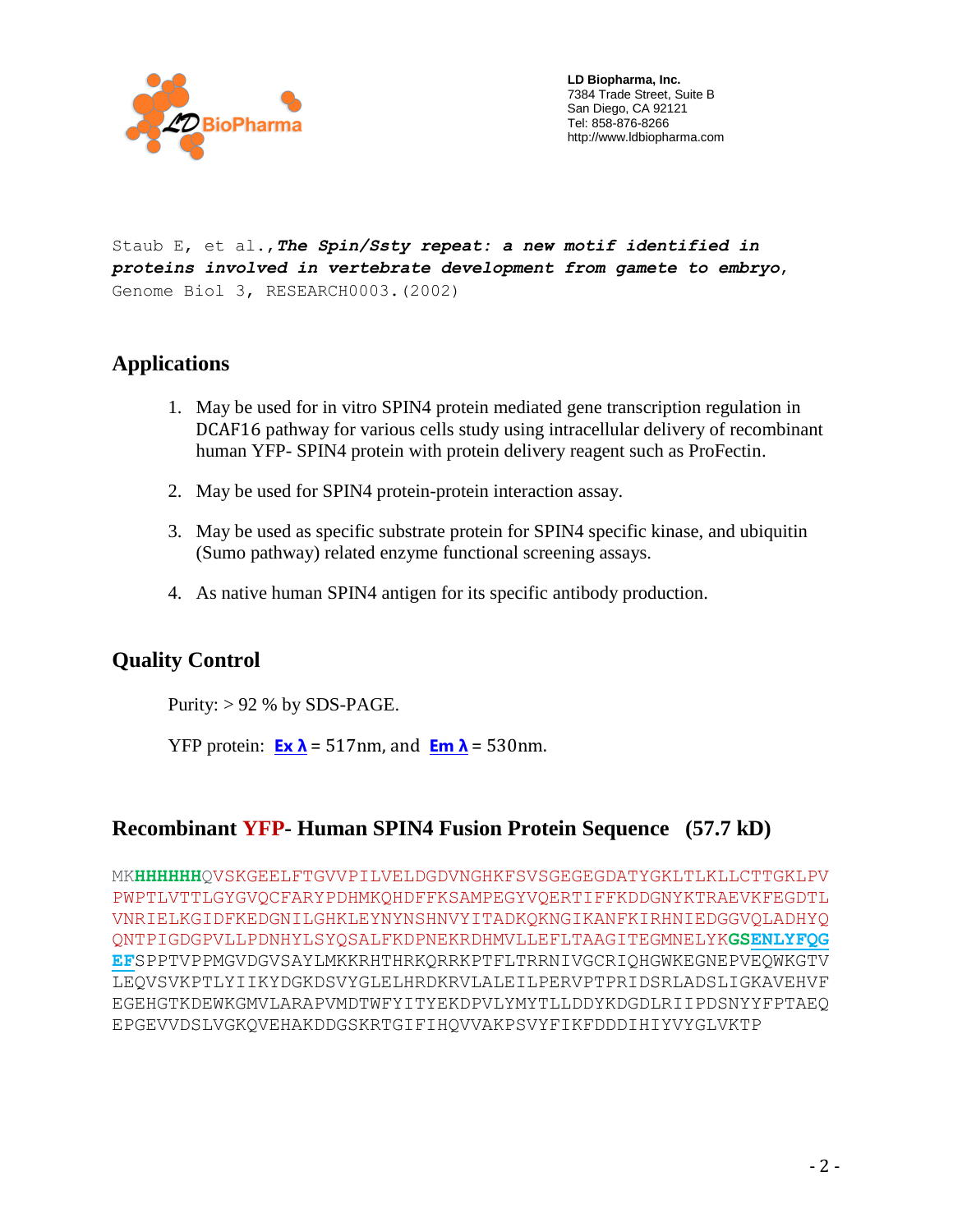Staub E, et al., ***The Spin/Ssty repeat: a new motif identified in proteins involved in vertebrate development from gamete to embryo***, Genome Biol 3, RESEARCH0003.(2002)

## Applications

1. May be used for in vitro SPIN4 protein mediated gene transcription regulation in DCAF16 pathway for various cells study using intracellular delivery of recombinant human YFP- SPIN4 protein with protein delivery reagent such as ProFectin.

2. May be used for SPIN4 protein-protein interaction assay.

3. May be used as specific substrate protein for SPIN4 specific kinase, and ubiquitin (Sumo pathway) related enzyme functional screening assays.

4. As native human SPIN4 antigen for its specific antibody production.

## Quality Control

Purity: > 92 % by SDS-PAGE.

YFP protein: **Ex λ** = 517nm, and **Em λ** = 530nm.

## Recombinant YFP- Human SPIN4 Fusion Protein Sequence (57.7 kD)

MK**HHHHHH**QVSKGEELFTGVVPILVELDGDVNGHKFSVSGEGEGDATYGKLTLKLLCTTGKLPVPWPTLVTTLGYGVQCFARYPDHMKQHDFFKSAMPEGYVQERTIFFKDDGNYKTRAEVKFEGDTLVNRIELKGIDFKEDGNILGHKLEYNYNSHNVYITADKQKNGIKANFKIRHNIEDGGVQLADHYQQNTPIGDGPVLLPDNHYLSYQSALFKDPNEKRDHMVLLEFLTAAGITEGMNELYK**GS****ENLYFQGEF**SPPTVPPMGVDGVSAYLMKKRHTHRKQRRKPTFLTRRNIVGCRIQHGWKEGNEPVEQWKGTVLEQVSVKPTLYIIKYDGKDSVYGLELHRDKRVLALEILPERVPTPRIDSRLADSLIGKAVEHVFEGEHGTKDEWKGMVLARAPVMDTWFYITYEKDPVLYMYTLLDDYKDGDLRIIPDSNYYFPTAEQEPGEVVDSLVGKQVEHAKDDGSKRTGIFIHQVVAKPSVYFIKFDDDIHIYVYGLVKTP